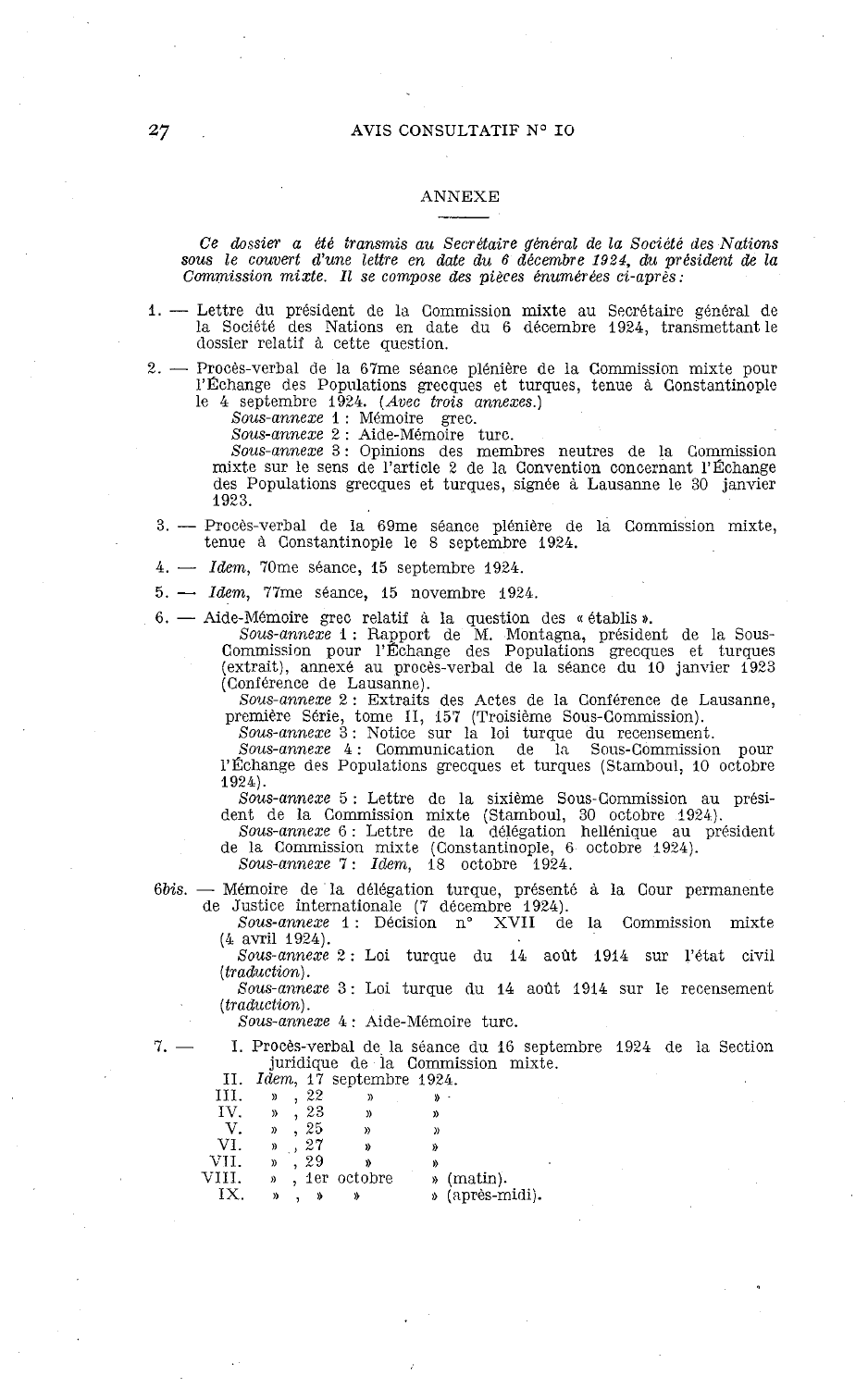## ANNEXE

*Ce dossier a été transmis au Secrétaire général de la Société des Nations sous le couvert d'une lettre en date du 6 décembre 1924, du président de la Commission mixte. Il se compose des pièces énumérées ci-après:*

1. — Lettre du président de la Commission mixte au Secrétaire général de la Société des Nations en date du 6 décembre 1924, transmettant le dossier relatif à cette question.

2. — Procès-verbal de la 67me séance plénière de la Commission mixte pour l'Échange des Populations grecques et turques, tenue à Constantinople le 4 septembre 1924. (*Avec trois annexes.*)
   - *Sous-annexe* 1 : Mémoire grec.
   - *Sous-annexe* 2 : Aide-Mémoire turc.
   - *Sous-annexe* 3 : Opinions des membres neutres de la Commission mixte sur le sens de l'article 2 de la Convention concernant l'Échange des Populations grecques et turques, signée à Lausanne le 30 janvier 1923.

3. — Procès-verbal de la 69me séance plénière de la Commission mixte, tenue à Constantinople le 8 septembre 1924.

4. — *Idem*, 70me séance, 15 septembre 1924.

5. — *Idem*, 77me séance, 15 novembre 1924.

6. — Aide-Mémoire grec relatif à la question des « établis ».
   - *Sous-annexe* 1 : Rapport de M. Montagna, président de la Sous-Commission pour l'Échange des Populations grecques et turques (extrait), annexé au procès-verbal de la séance du 10 janvier 1923 (Conférence de Lausanne).
   - *Sous-annexe* 2 : Extraits des Actes de la Conférence de Lausanne, première Série, tome II, 157 (Troisième Sous-Commission).
   - *Sous-annexe* 3 : Notice sur la loi turque du recensement.
   - *Sous-annexe* 4 : Communication de la Sous-Commission pour l'Échange des Populations grecques et turques (Stamboul, 10 octobre 1924).
   - *Sous-annexe* 5 : Lettre de la sixième Sous-Commission au président de la Commission mixte (Stamboul, 30 octobre 1924).
   - *Sous-annexe* 6 : Lettre de la délégation hellénique au président de la Commission mixte (Constantinople, 6 octobre 1924).
   - *Sous-annexe* 7 : *Idem*, 18 octobre 1924.

6*bis*. — Mémoire de la délégation turque, présenté à la Cour permanente de Justice internationale (7 décembre 1924).
   - *Sous-annexe* 1 : Décision n° XVII de la Commission mixte (4 avril 1924).
   - *Sous-annexe* 2 : Loi turque du 14 août 1914 sur l'état civil (*traduction*).
   - *Sous-annexe* 3 : Loi turque du 14 août 1914 sur le recensement (*traduction*).
   - *Sous-annexe* 4 : Aide-Mémoire turc.

7. —
   - I. Procès-verbal de la séance du 16 septembre 1924 de la Section juridique de la Commission mixte.
   - II. *Idem*, 17 septembre 1924.
   - III. » , 22 » »
   - IV. » , 23 » »
   - V. » , 25 » »
   - VI. » , 27 » »
   - VII. » , 29 » »
   - VIII. » , 1er octobre » (matin).
   - IX. » , » » » (après-midi).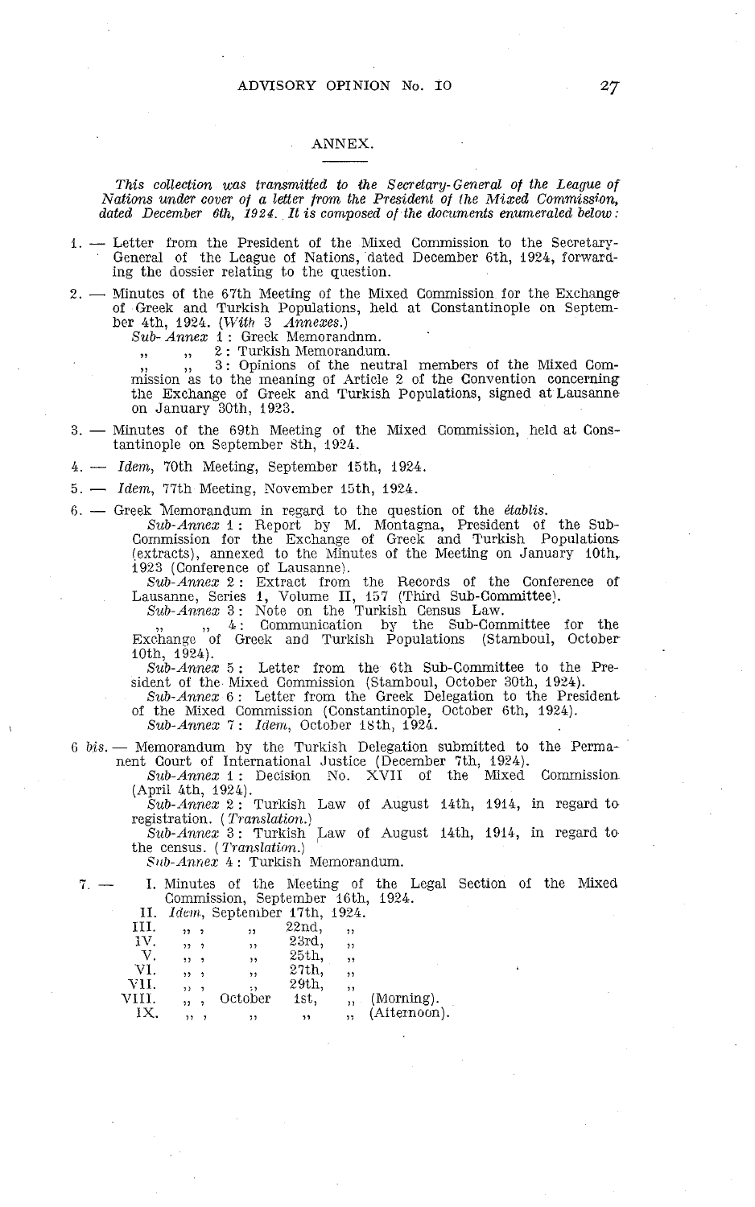## ANNEX.

*This collection was transmitted to the Secretary-General of the League of Nations under cover of a letter from the President of the Mixed Commission, dated December 6th, 1924. It is composed of the documents enumerated below:*

1. — Letter from the President of the Mixed Commission to the Secretary-General of the League of Nations, dated December 6th, 1924, forwarding the dossier relating to the question.

2. — Minutes of the 67th Meeting of the Mixed Commission for the Exchange of Greek and Turkish Populations, held at Constantinople on September 4th, 1924. (*With* 3 *Annexes.*)
   *Sub-Annex* 1: Greek Memorandnm.
   ,, ,, 2: Turkish Memorandum.
   ,, ,, 3: Opinions of the neutral members of the Mixed Commission as to the meaning of Article 2 of the Convention concerning the Exchange of Greek and Turkish Populations, signed at Lausanne on January 30th, 1923.

3. — Minutes of the 69th Meeting of the Mixed Commission, held at Constantinople on September 8th, 1924.

4. — *Idem*, 70th Meeting, September 15th, 1924.

5. — *Idem*, 77th Meeting, November 15th, 1924.

6. — Greek Memorandum in regard to the question of the *établis*.
   *Sub-Annex* 1: Report by M. Montagna, President of the Sub-Commission for the Exchange of Greek and Turkish Populations (extracts), annexed to the Minutes of the Meeting on January 10th, 1923 (Conference of Lausanne).
   *Sub-Annex* 2: Extract from the Records of the Conference of Lausanne, Series 1, Volume II, 157 (Third Sub-Committee).
   *Sub-Annex* 3: Note on the Turkish Census Law.
   ,, ,, 4: Communication by the Sub-Committee for the Exchange of Greek and Turkish Populations (Stamboul, October 10th, 1924).
   *Sub-Annex* 5: Letter from the 6th Sub-Committee to the President of the Mixed Commission (Stamboul, October 30th, 1924).
   *Sub-Annex* 6: Letter from the Greek Delegation to the President of the Mixed Commission (Constantinople, October 6th, 1924).
   *Sub-Annex* 7: *Idem*, October 18th, 1924.

6 *bis*. — Memorandum by the Turkish Delegation submitted to the Permanent Court of International Justice (December 7th, 1924).
   *Sub-Annex* 1: Decision No. XVII of the Mixed Commission (April 4th, 1924).
   *Sub-Annex* 2: Turkish Law of August 14th, 1914, in regard to registration. (*Translation.*)
   *Sub-Annex* 3: Turkish Law of August 14th, 1914, in regard to the census. (*Translation.*)
   *Sub-Annex* 4: Turkish Memorandum.

7. —
   I. Minutes of the Meeting of the Legal Section of the Mixed Commission, September 16th, 1924.
   II. *Idem*, September 17th, 1924.
   III. ,, , ,, 22nd, ,,
   IV. ,, , ,, 23rd, ,,
   V. ,, , ,, 25th, ,,
   VI. ,, , ,, 27th, ,,
   VII. ,, , ,, 29th, ,,
   VIII. ,, , October 1st, ,, (Morning).
   IX. ,, , ,, ,, ,, (Afternoon).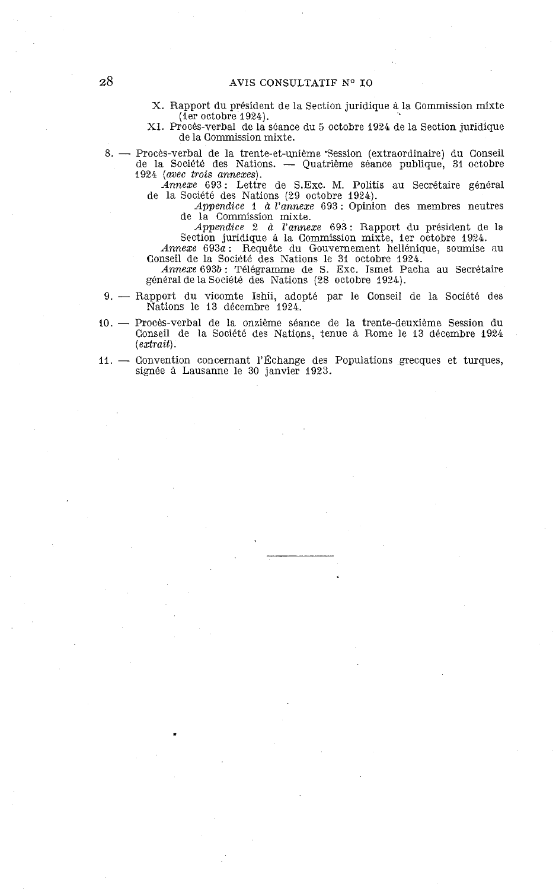X. Rapport du président de la Section juridique à la Commission mixte (1er octobre 1924).

XI. Procès-verbal de la séance du 5 octobre 1924 de la Section juridique de la Commission mixte.

8. — Procès-verbal de la trente-et-unième Session (extraordinaire) du Conseil de la Société des Nations. — Quatrième séance publique, 31 octobre 1924 (*avec trois annexes*).

*Annexe* 693 : Lettre de S.Exc. M. Politis au Secrétaire général de la Société des Nations (29 octobre 1924).

*Appendice 1 à l'annexe* 693 : Opinion des membres neutres de la Commission mixte.

*Appendice 2 à l'annexe* 693 : Rapport du président de la Section juridique à la Commission mixte, 1er octobre 1924.

*Annexe* 693*a* : Requête du Gouvernement hellénique, soumise au Conseil de la Société des Nations le 31 octobre 1924.

*Annexe* 693*b* : Télégramme de S. Exc. Ismet Pacha au Secrétaire général de la Société des Nations (28 octobre 1924).

9. — Rapport du vicomte Ishii, adopté par le Conseil de la Société des Nations le 13 décembre 1924.

10. — Procès-verbal de la onzième séance de la trente-deuxième Session du Conseil de la Société des Nations, tenue à Rome le 13 décembre 1924 (*extrait*).

11. — Convention concernant l'Échange des Populations grecques et turques, signée à Lausanne le 30 janvier 1923.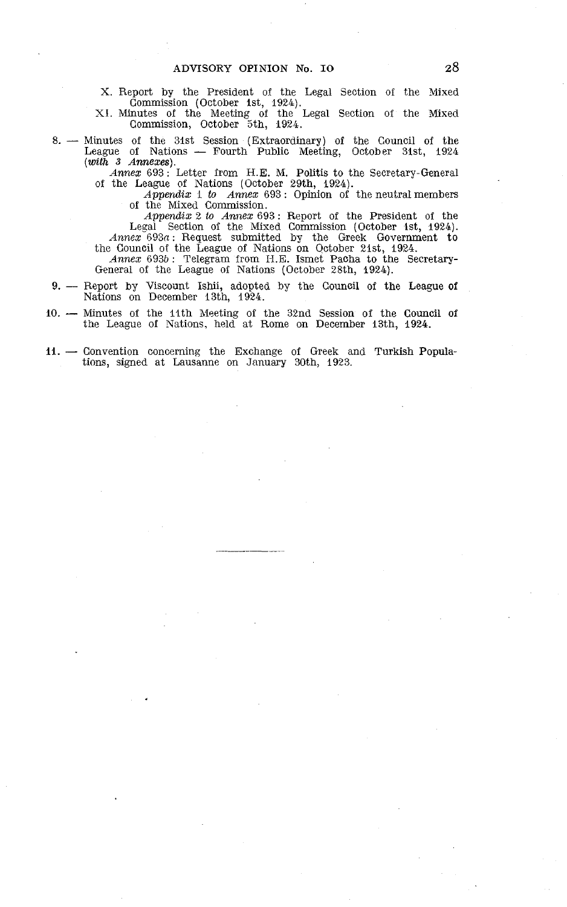X. Report by the President of the Legal Section of the Mixed Commission (October 1st, 1924).

XI. Minutes of the Meeting of the Legal Section of the Mixed Commission, October 5th, 1924.

8. — Minutes of the 31st Session (Extraordinary) of the Council of the League of Nations — Fourth Public Meeting, October 31st, 1924 (*with 3 Annexes*).

*Annex* 693: Letter from H.E. M. Politis to the Secretary-General of the League of Nations (October 29th, 1924).

*Appendix* 1 *to Annex* 693: Opinion of the neutral members of the Mixed Commission.

*Appendix* 2 *to Annex* 693: Report of the President of the Legal Section of the Mixed Commission (October 1st, 1924).

*Annex* 693*a*: Request submitted by the Greek Government to the Council of the League of Nations on October 21st, 1924.

*Annex* 693*b*: Telegram from H.E. Ismet Pacha to the Secretary-General of the League of Nations (October 28th, 1924).

9. — Report by Viscount Ishii, adopted by the Council of the League of Nations on December 13th, 1924.

10. — Minutes of the 11th Meeting of the 32nd Session of the Council of the League of Nations, held at Rome on December 13th, 1924.

11. — Convention concerning the Exchange of Greek and Turkish Populations, signed at Lausanne on January 30th, 1923.